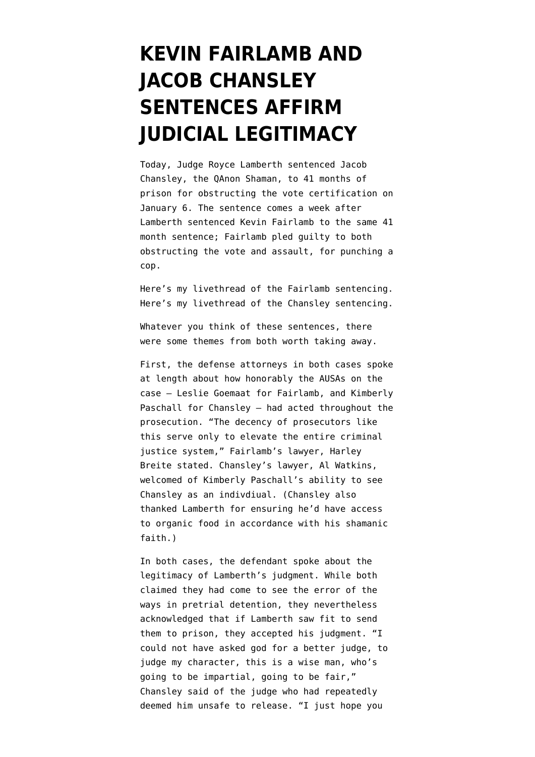# KEVIN FAIRLAMB AND JACOB CHANSLEY SENTENCES AFFIRM JUDICIAL LEGITIMACY

Today, Judge Royce Lamberth sentenced Jacob Chansley, the QAnon Shaman, to 41 months of prison for obstructing the vote certification on January 6. The sentence comes a week after Lamberth sentenced Kevin Fairlamb to the same 41 month sentence; Fairlamb pled guilty to both obstructing the vote and assault, for punching a cop.

Here's my livethread of the Fairlamb sentencing. Here's my livethread of the Chansley sentencing.

Whatever you think of these sentences, there were some themes from both worth taking away.

First, the defense attorneys in both cases spoke at length about how honorably the AUSAs on the case — Leslie Goemaat for Fairlamb, and Kimberly Paschall for Chansley — had acted throughout the prosecution. "The decency of prosecutors like this serve only to elevate the entire criminal justice system," Fairlamb's lawyer, Harley Breite stated. Chansley's lawyer, Al Watkins, welcomed of Kimberly Paschall's ability to see Chansley as an indivdiual. (Chansley also thanked Lamberth for ensuring he'd have access to organic food in accordance with his shamanic faith.)

In both cases, the defendant spoke about the legitimacy of Lamberth's judgment. While both claimed they had come to see the error of the ways in pretrial detention, they nevertheless acknowledged that if Lamberth saw fit to send them to prison, they accepted his judgment. "I could not have asked god for a better judge, to judge my character, this is a wise man, who's going to be impartial, going to be fair," Chansley said of the judge who had repeatedly deemed him unsafe to release. "I just hope you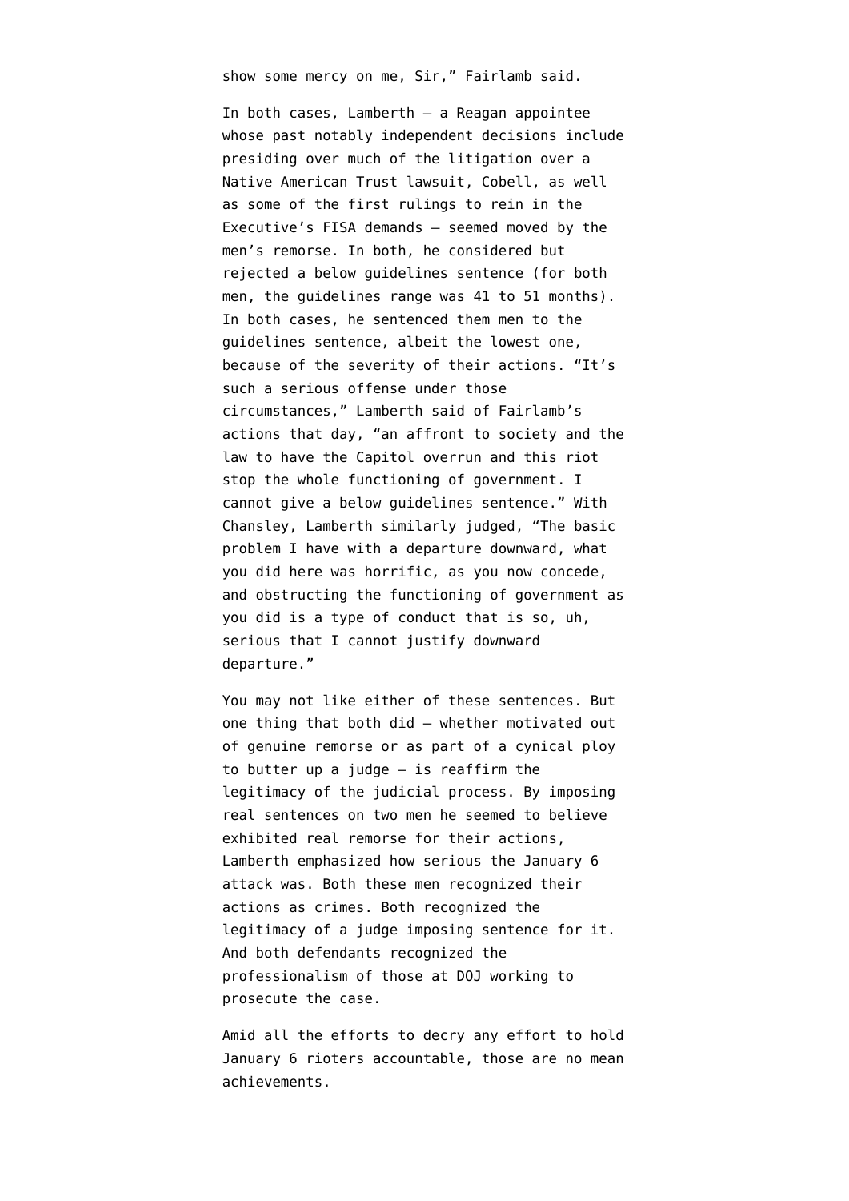show some mercy on me, Sir," Fairlamb said.

In both cases, Lamberth — a Reagan appointee whose past notably independent decisions include presiding over much of the litigation over a Native American Trust lawsuit, Cobell, as well as some of the first rulings to rein in the Executive's FISA demands — seemed moved by the men's remorse. In both, he considered but rejected a below guidelines sentence (for both men, the guidelines range was 41 to 51 months). In both cases, he sentenced them men to the guidelines sentence, albeit the lowest one, because of the severity of their actions. "It's such a serious offense under those circumstances," Lamberth said of Fairlamb's actions that day, "an affront to society and the law to have the Capitol overrun and this riot stop the whole functioning of government. I cannot give a below guidelines sentence." With Chansley, Lamberth similarly judged, "The basic problem I have with a departure downward, what you did here was horrific, as you now concede, and obstructing the functioning of government as you did is a type of conduct that is so, uh, serious that I cannot justify downward departure."

You may not like either of these sentences. But one thing that both did — whether motivated out of genuine remorse or as part of a cynical ploy to butter up a judge — is reaffirm the legitimacy of the judicial process. By imposing real sentences on two men he seemed to believe exhibited real remorse for their actions, Lamberth emphasized how serious the January 6 attack was. Both these men recognized their actions as crimes. Both recognized the legitimacy of a judge imposing sentence for it. And both defendants recognized the professionalism of those at DOJ working to prosecute the case.

Amid all the efforts to decry any effort to hold January 6 rioters accountable, those are no mean achievements.